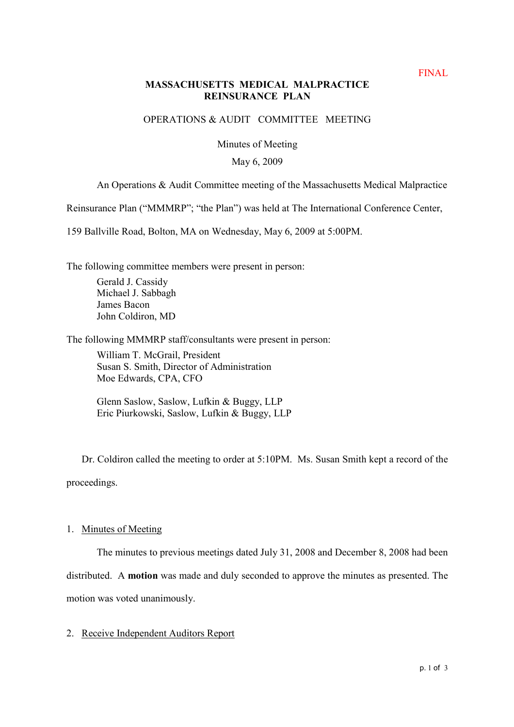FINAL

**MASSACHUSETTS MEDICAL MALPRACTICE REINSURANCE PLAN**

OPERATIONS & AUDIT COMMITTEE MEETING

Minutes of Meeting

May 6, 2009

An Operations & Audit Committee meeting of the Massachusetts Medical Malpractice Reinsurance Plan ("MMMRP"; "the Plan") was held at The International Conference Center, 159 Ballville Road, Bolton, MA on Wednesday, May 6, 2009 at 5:00PM.

The following committee members were present in person:

Gerald J. Cassidy
Michael J. Sabbagh
James Bacon
John Coldiron, MD

The following MMMRP staff/consultants were present in person:

William T. McGrail, President
Susan S. Smith, Director of Administration
Moe Edwards, CPA, CFO

Glenn Saslow, Saslow, Lufkin & Buggy, LLP
Eric Piurkowski, Saslow, Lufkin & Buggy, LLP

Dr. Coldiron called the meeting to order at 5:10PM. Ms. Susan Smith kept a record of the proceedings.

1. Minutes of Meeting

The minutes to previous meetings dated July 31, 2008 and December 8, 2008 had been distributed. A **motion** was made and duly seconded to approve the minutes as presented. The motion was voted unanimously.

2. Receive Independent Auditors Report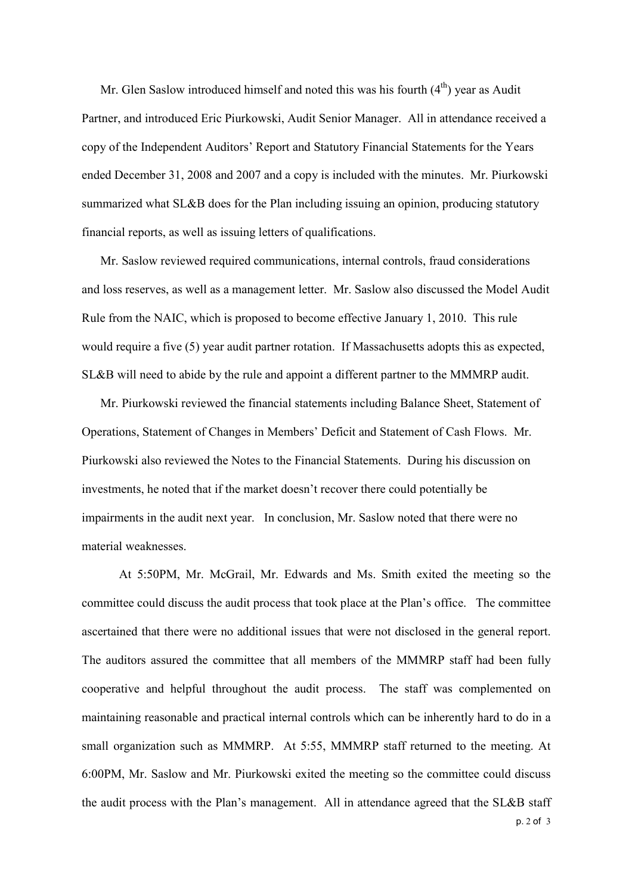Mr. Glen Saslow introduced himself and noted this was his fourth (4th) year as Audit Partner, and introduced Eric Piurkowski, Audit Senior Manager. All in attendance received a copy of the Independent Auditors' Report and Statutory Financial Statements for the Years ended December 31, 2008 and 2007 and a copy is included with the minutes. Mr. Piurkowski summarized what SL&B does for the Plan including issuing an opinion, producing statutory financial reports, as well as issuing letters of qualifications.

Mr. Saslow reviewed required communications, internal controls, fraud considerations and loss reserves, as well as a management letter. Mr. Saslow also discussed the Model Audit Rule from the NAIC, which is proposed to become effective January 1, 2010. This rule would require a five (5) year audit partner rotation. If Massachusetts adopts this as expected, SL&B will need to abide by the rule and appoint a different partner to the MMMRP audit.

Mr. Piurkowski reviewed the financial statements including Balance Sheet, Statement of Operations, Statement of Changes in Members' Deficit and Statement of Cash Flows. Mr. Piurkowski also reviewed the Notes to the Financial Statements. During his discussion on investments, he noted that if the market doesn't recover there could potentially be impairments in the audit next year. In conclusion, Mr. Saslow noted that there were no material weaknesses.

At 5:50PM, Mr. McGrail, Mr. Edwards and Ms. Smith exited the meeting so the committee could discuss the audit process that took place at the Plan's office. The committee ascertained that there were no additional issues that were not disclosed in the general report. The auditors assured the committee that all members of the MMMRP staff had been fully cooperative and helpful throughout the audit process. The staff was complemented on maintaining reasonable and practical internal controls which can be inherently hard to do in a small organization such as MMMRP. At 5:55, MMMRP staff returned to the meeting. At 6:00PM, Mr. Saslow and Mr. Piurkowski exited the meeting so the committee could discuss the audit process with the Plan's management. All in attendance agreed that the SL&B staff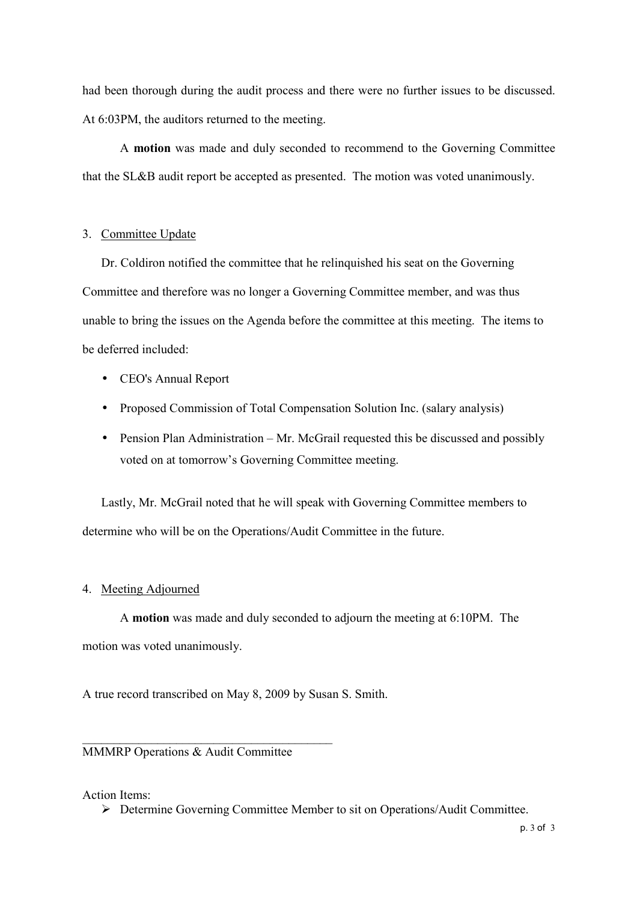had been thorough during the audit process and there were no further issues to be discussed. At 6:03PM, the auditors returned to the meeting.

A **motion** was made and duly seconded to recommend to the Governing Committee that the SL&B audit report be accepted as presented. The motion was voted unanimously.

3. Committee Update

Dr. Coldiron notified the committee that he relinquished his seat on the Governing Committee and therefore was no longer a Governing Committee member, and was thus unable to bring the issues on the Agenda before the committee at this meeting. The items to be deferred included:

- CEO's Annual Report
- Proposed Commission of Total Compensation Solution Inc. (salary analysis)
- Pension Plan Administration – Mr. McGrail requested this be discussed and possibly voted on at tomorrow's Governing Committee meeting.

Lastly, Mr. McGrail noted that he will speak with Governing Committee members to determine who will be on the Operations/Audit Committee in the future.

4. Meeting Adjourned

A **motion** was made and duly seconded to adjourn the meeting at 6:10PM. The motion was voted unanimously.

A true record transcribed on May 8, 2009 by Susan S. Smith.

\_\_\_\_\_\_\_\_\_\_\_\_\_\_\_\_\_\_\_\_\_\_\_\_\_\_\_\_\_\_\_\_\_\_\_\_\_\_\_\_
MMMRP Operations & Audit Committee

Action Items:

- Determine Governing Committee Member to sit on Operations/Audit Committee.